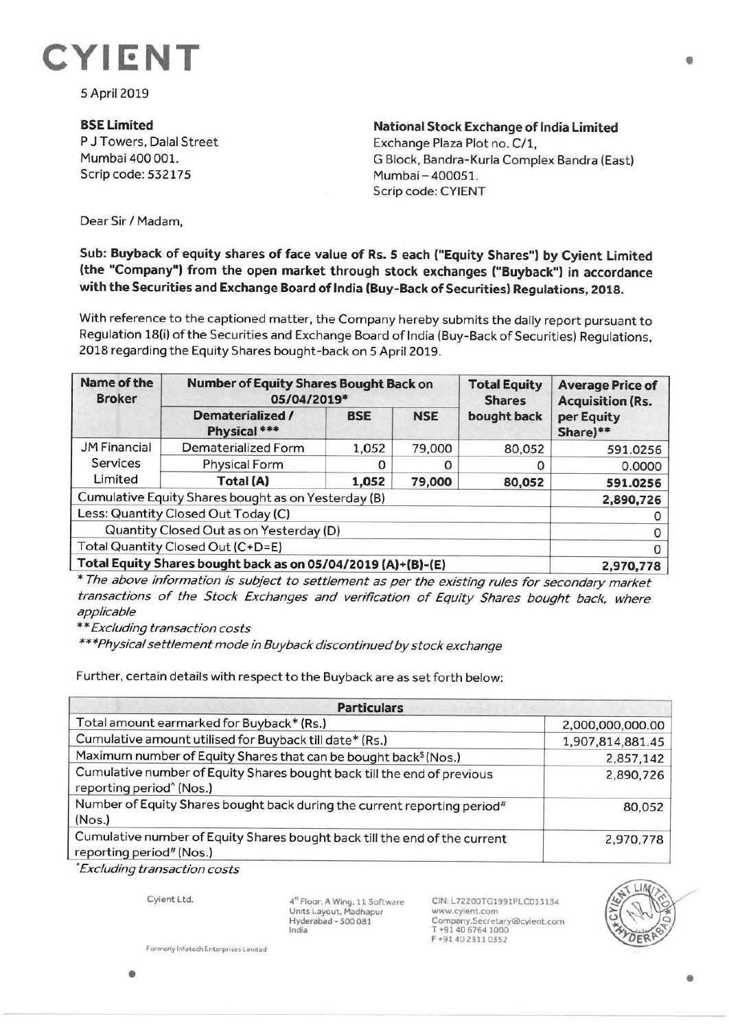CYIENT

5 April 2019

**BSE Limited**
P J Towers, Dalal Street
Mumbai 400 001.
Scrip code: 532175

**National Stock Exchange of India Limited**
Exchange Plaza Plot no. C/1,
G Block, Bandra-Kurla Complex Bandra (East)
Mumbai – 400051.
Scrip code: CYIENT

Dear Sir / Madam,

**Sub: Buyback of equity shares of face value of Rs. 5 each ("Equity Shares") by Cyient Limited (the "Company") from the open market through stock exchanges ("Buyback") in accordance with the Securities and Exchange Board of India (Buy-Back of Securities) Regulations, 2018.**

With reference to the captioned matter, the Company hereby submits the daily report pursuant to Regulation 18(i) of the Securities and Exchange Board of India (Buy-Back of Securities) Regulations, 2018 regarding the Equity Shares bought-back on 5 April 2019.

| Name of the Broker | Number of Equity Shares Bought Back on 05/04/2019* | | | Total Equity Shares bought back | Average Price of Acquisition (Rs. per Equity Share)** |
|---|---|---|---|---|---|
| | Dematerialized / Physical *** | BSE | NSE | | |
| JM Financial Services Limited | Dematerialized Form | 1,052 | 79,000 | 80,052 | 591.0256 |
| | Physical Form | 0 | 0 | 0 | 0.0000 |
| | **Total (A)** | **1,052** | **79,000** | **80,052** | **591.0256** |
| Cumulative Equity Shares bought as on Yesterday (B) | | | | | **2,890,726** |
| Less: Quantity Closed Out Today (C) | | | | | 0 |
| Quantity Closed Out as on Yesterday (D) | | | | | 0 |
| Total Quantity Closed Out (C+D=E) | | | | | 0 |
| **Total Equity Shares bought back as on 05/04/2019 (A)+(B)-(E)** | | | | | **2,970,778** |

*\* The above information is subject to settlement as per the existing rules for secondary market transactions of the Stock Exchanges and verification of Equity Shares bought back, where applicable*

*\*\* Excluding transaction costs*

*\*\*\*Physical settlement mode in Buyback discontinued by stock exchange*

Further, certain details with respect to the Buyback are as set forth below:

| Particulars | |
|---|---|
| Total amount earmarked for Buyback* (Rs.) | 2,000,000,000.00 |
| Cumulative amount utilised for Buyback till date* (Rs.) | 1,907,814,881.45 |
| Maximum number of Equity Shares that can be bought back$ (Nos.) | 2,857,142 |
| Cumulative number of Equity Shares bought back till the end of previous reporting period^ (Nos.) | 2,890,726 |
| Number of Equity Shares bought back during the current reporting period# (Nos.) | 80,052 |
| Cumulative number of Equity Shares bought back till the end of the current reporting period# (Nos.) | 2,970,778 |

*\*Excluding transaction costs*

Cyient Ltd.

4th Floor, A Wing, 11 Software Units Layout, Madhapur Hyderabad - 500 081 India

CIN: L72200TG1991PLC013134
www.cyient.com
Company.Secretary@cyient.com
T +91 40 6764 1000
F +91 40 2311 0352

Formerly Infotech Enterprises Limited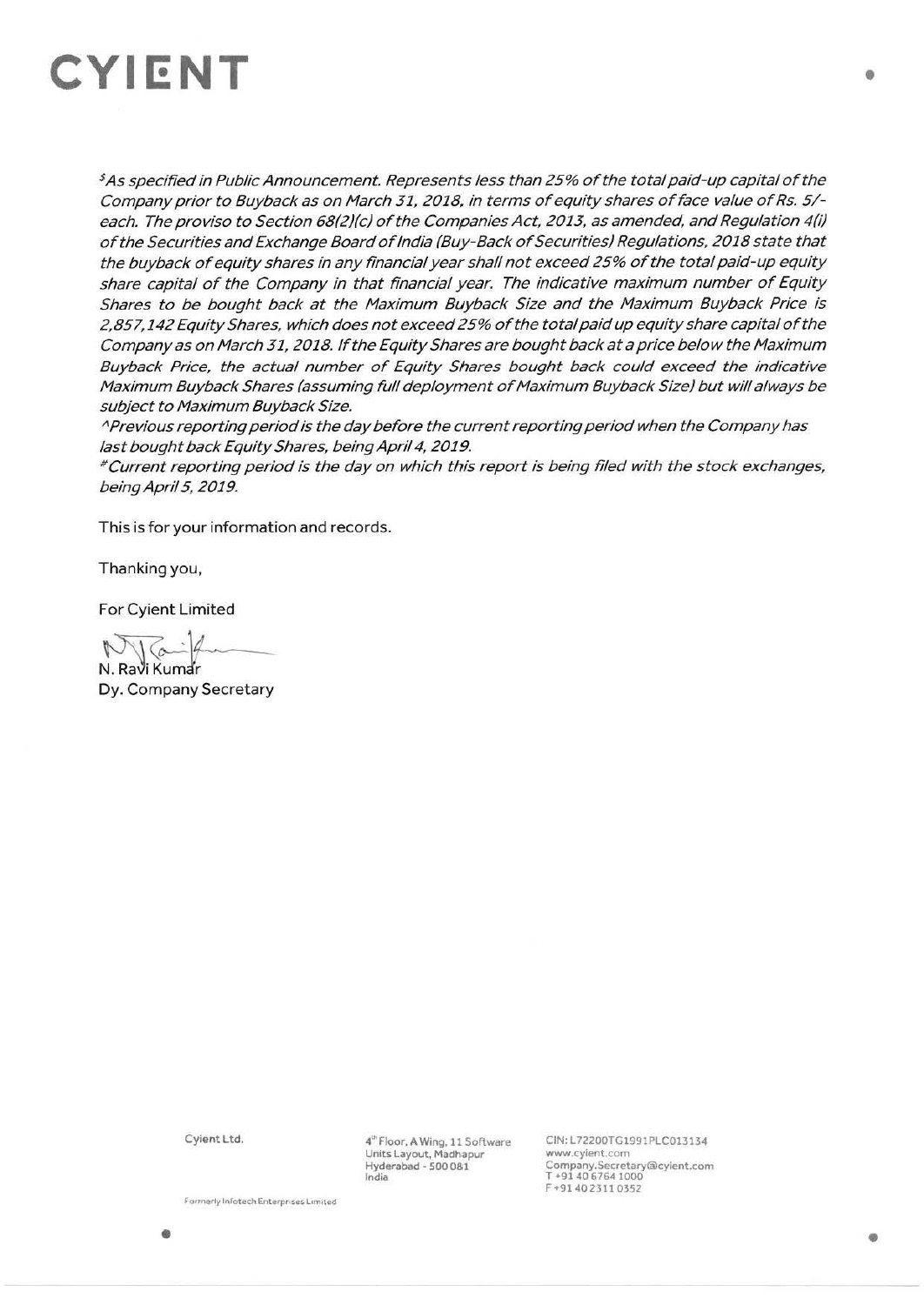# CYIENT

*$As specified in Public Announcement. Represents less than 25% of the total paid-up capital of the Company prior to Buyback as on March 31, 2018, in terms of equity shares of face value of Rs. 5/- each. The proviso to Section 68(2)(c) of the Companies Act, 2013, as amended, and Regulation 4(i) of the Securities and Exchange Board of India (Buy-Back of Securities) Regulations, 2018 state that the buyback of equity shares in any financial year shall not exceed 25% of the total paid-up equity share capital of the Company in that financial year. The indicative maximum number of Equity Shares to be bought back at the Maximum Buyback Size and the Maximum Buyback Price is 2,857,142 Equity Shares, which does not exceed 25% of the total paid up equity share capital of the Company as on March 31, 2018. If the Equity Shares are bought back at a price below the Maximum Buyback Price, the actual number of Equity Shares bought back could exceed the indicative Maximum Buyback Shares (assuming full deployment of Maximum Buyback Size) but will always be subject to Maximum Buyback Size.*

*^Previous reporting period is the day before the current reporting period when the Company has last bought back Equity Shares, being April 4, 2019.*

*#Current reporting period is the day on which this report is being filed with the stock exchanges, being April 5, 2019.*

This is for your information and records.

Thanking you,

For Cyient Limited

N. Ravi Kumar
Dy. Company Secretary

Cyient Ltd.

4th Floor, A Wing, 11 Software Units Layout, Madhapur
Hyderabad - 500 081
India

CIN: L72200TG1991PLC013134
www.cyient.com
Company.Secretary@cyient.com
T +91 40 6764 1000
F +91 40 2311 0352

Formerly Infotech Enterprises Limited